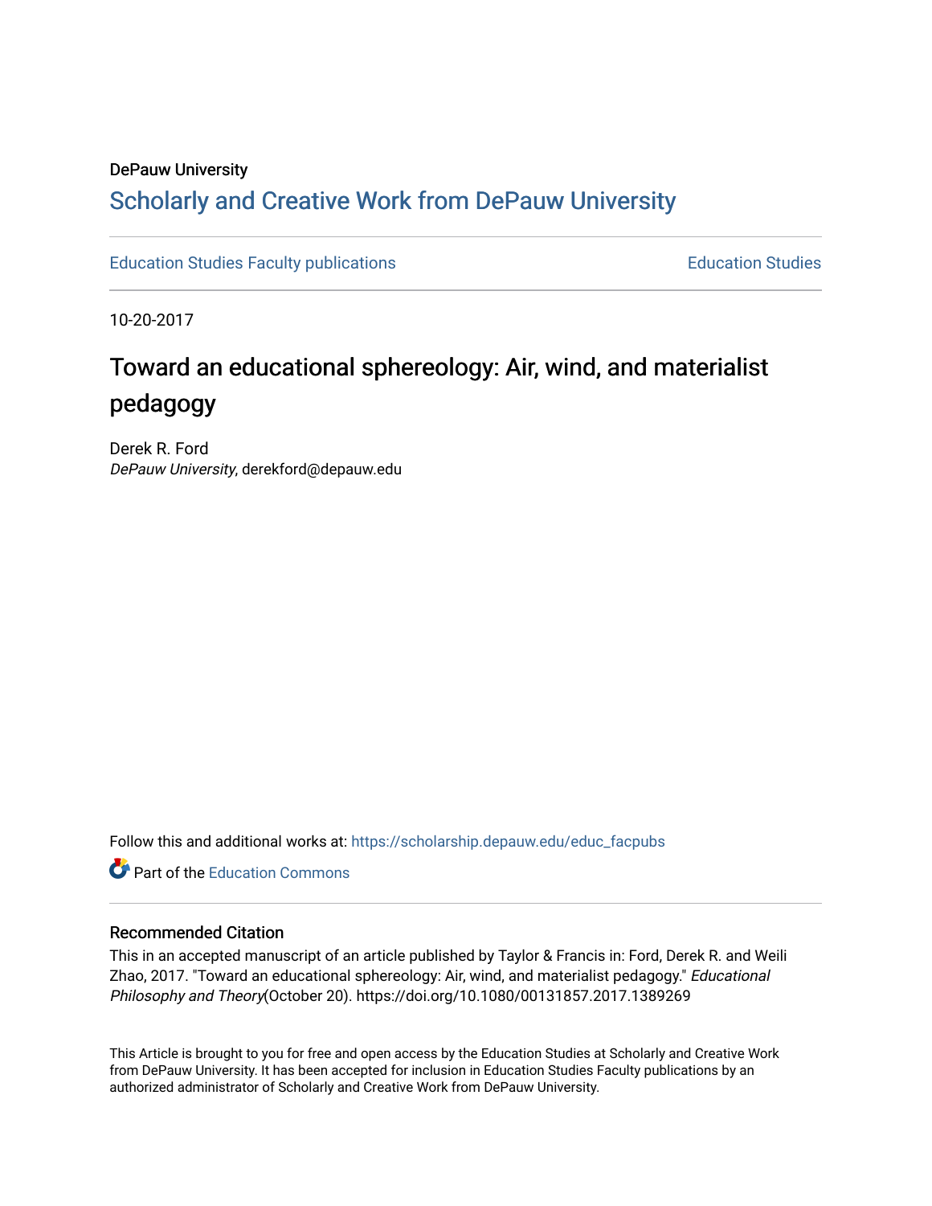DePauw University

## Scholarly and Creative Work from DePauw University

Education Studies Faculty publications | Education Studies

10-20-2017

# Toward an educational sphereology: Air, wind, and materialist pedagogy

Derek R. Ford
*DePauw University*, derekford@depauw.edu

Follow this and additional works at: https://scholarship.depauw.edu/educ_facpubs

Part of the Education Commons

### Recommended Citation

This in an accepted manuscript of an article published by Taylor & Francis in: Ford, Derek R. and Weili Zhao, 2017. "Toward an educational sphereology: Air, wind, and materialist pedagogy." *Educational Philosophy and Theory*(October 20). https://doi.org/10.1080/00131857.2017.1389269

This Article is brought to you for free and open access by the Education Studies at Scholarly and Creative Work from DePauw University. It has been accepted for inclusion in Education Studies Faculty publications by an authorized administrator of Scholarly and Creative Work from DePauw University.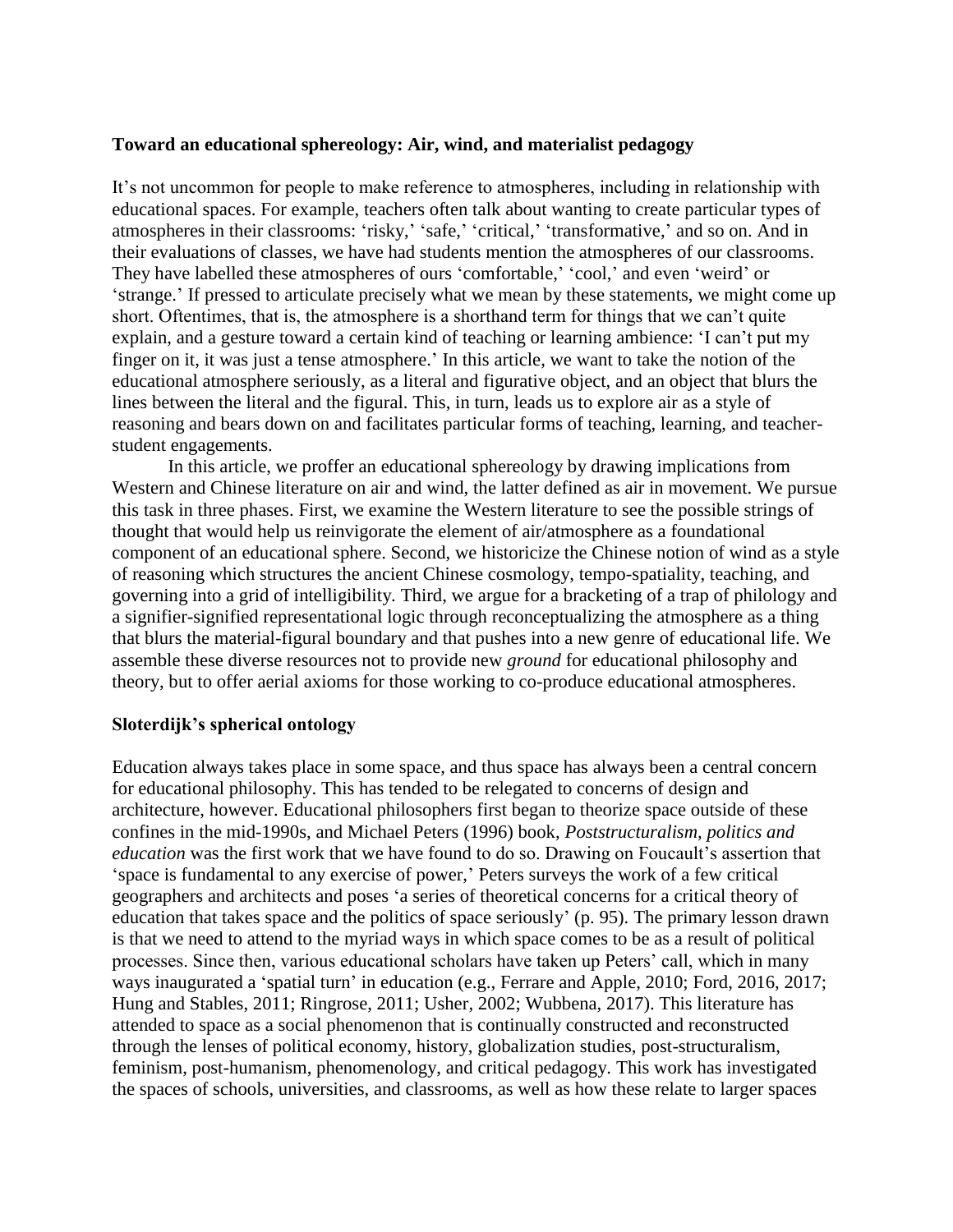## Toward an educational sphereology: Air, wind, and materialist pedagogy

It's not uncommon for people to make reference to atmospheres, including in relationship with educational spaces. For example, teachers often talk about wanting to create particular types of atmospheres in their classrooms: 'risky,' 'safe,' 'critical,' 'transformative,' and so on. And in their evaluations of classes, we have had students mention the atmospheres of our classrooms. They have labelled these atmospheres of ours 'comfortable,' 'cool,' and even 'weird' or 'strange.' If pressed to articulate precisely what we mean by these statements, we might come up short. Oftentimes, that is, the atmosphere is a shorthand term for things that we can't quite explain, and a gesture toward a certain kind of teaching or learning ambience: 'I can't put my finger on it, it was just a tense atmosphere.' In this article, we want to take the notion of the educational atmosphere seriously, as a literal and figurative object, and an object that blurs the lines between the literal and the figural. This, in turn, leads us to explore air as a style of reasoning and bears down on and facilitates particular forms of teaching, learning, and teacher-student engagements.

In this article, we proffer an educational sphereology by drawing implications from Western and Chinese literature on air and wind, the latter defined as air in movement. We pursue this task in three phases. First, we examine the Western literature to see the possible strings of thought that would help us reinvigorate the element of air/atmosphere as a foundational component of an educational sphere. Second, we historicize the Chinese notion of wind as a style of reasoning which structures the ancient Chinese cosmology, tempo-spatiality, teaching, and governing into a grid of intelligibility. Third, we argue for a bracketing of a trap of philology and a signifier-signified representational logic through reconceptualizing the atmosphere as a thing that blurs the material-figural boundary and that pushes into a new genre of educational life. We assemble these diverse resources not to provide new *ground* for educational philosophy and theory, but to offer aerial axioms for those working to co-produce educational atmospheres.

## Sloterdijk's spherical ontology

Education always takes place in some space, and thus space has always been a central concern for educational philosophy. This has tended to be relegated to concerns of design and architecture, however. Educational philosophers first began to theorize space outside of these confines in the mid-1990s, and Michael Peters (1996) book, *Poststructuralism, politics and education* was the first work that we have found to do so. Drawing on Foucault's assertion that 'space is fundamental to any exercise of power,' Peters surveys the work of a few critical geographers and architects and poses 'a series of theoretical concerns for a critical theory of education that takes space and the politics of space seriously' (p. 95). The primary lesson drawn is that we need to attend to the myriad ways in which space comes to be as a result of political processes. Since then, various educational scholars have taken up Peters' call, which in many ways inaugurated a 'spatial turn' in education (e.g., Ferrare and Apple, 2010; Ford, 2016, 2017; Hung and Stables, 2011; Ringrose, 2011; Usher, 2002; Wubbena, 2017). This literature has attended to space as a social phenomenon that is continually constructed and reconstructed through the lenses of political economy, history, globalization studies, post-structuralism, feminism, post-humanism, phenomenology, and critical pedagogy. This work has investigated the spaces of schools, universities, and classrooms, as well as how these relate to larger spaces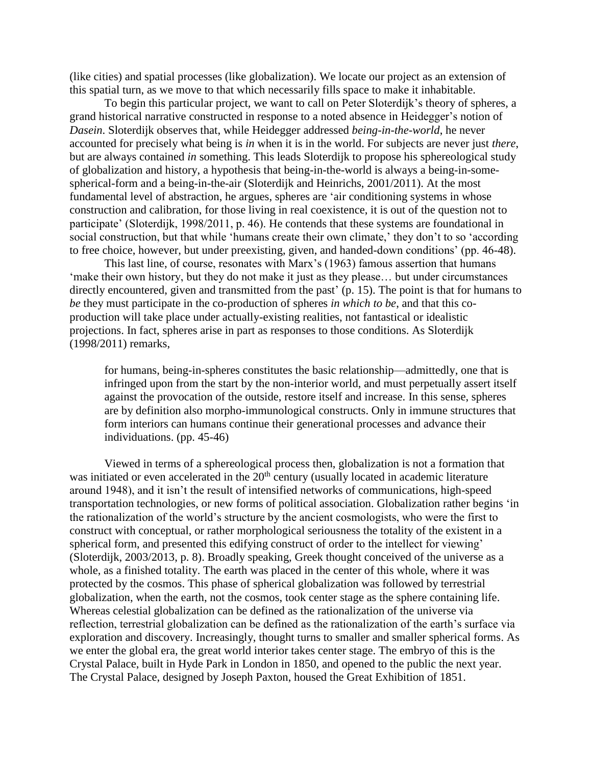(like cities) and spatial processes (like globalization). We locate our project as an extension of this spatial turn, as we move to that which necessarily fills space to make it inhabitable.

To begin this particular project, we want to call on Peter Sloterdijk's theory of spheres, a grand historical narrative constructed in response to a noted absence in Heidegger's notion of *Dasein*. Sloterdijk observes that, while Heidegger addressed *being-in-the-world*, he never accounted for precisely what being is *in* when it is in the world. For subjects are never just *there*, but are always contained *in* something. This leads Sloterdijk to propose his sphereological study of globalization and history, a hypothesis that being-in-the-world is always a being-in-some-spherical-form and a being-in-the-air (Sloterdijk and Heinrichs, 2001/2011). At the most fundamental level of abstraction, he argues, spheres are 'air conditioning systems in whose construction and calibration, for those living in real coexistence, it is out of the question not to participate' (Sloterdijk, 1998/2011, p. 46). He contends that these systems are foundational in social construction, but that while 'humans create their own climate,' they don't to so 'according to free choice, however, but under preexisting, given, and handed-down conditions' (pp. 46-48).

This last line, of course, resonates with Marx's (1963) famous assertion that humans 'make their own history, but they do not make it just as they please… but under circumstances directly encountered, given and transmitted from the past' (p. 15). The point is that for humans to *be* they must participate in the co-production of spheres *in which to be*, and that this co-production will take place under actually-existing realities, not fantastical or idealistic projections. In fact, spheres arise in part as responses to those conditions. As Sloterdijk (1998/2011) remarks,

> for humans, being-in-spheres constitutes the basic relationship—admittedly, one that is infringed upon from the start by the non-interior world, and must perpetually assert itself against the provocation of the outside, restore itself and increase. In this sense, spheres are by definition also morpho-immunological constructs. Only in immune structures that form interiors can humans continue their generational processes and advance their individuations. (pp. 45-46)

Viewed in terms of a sphereological process then, globalization is not a formation that was initiated or even accelerated in the 20th century (usually located in academic literature around 1948), and it isn't the result of intensified networks of communications, high-speed transportation technologies, or new forms of political association. Globalization rather begins 'in the rationalization of the world's structure by the ancient cosmologists, who were the first to construct with conceptual, or rather morphological seriousness the totality of the existent in a spherical form, and presented this edifying construct of order to the intellect for viewing' (Sloterdijk, 2003/2013, p. 8). Broadly speaking, Greek thought conceived of the universe as a whole, as a finished totality. The earth was placed in the center of this whole, where it was protected by the cosmos. This phase of spherical globalization was followed by terrestrial globalization, when the earth, not the cosmos, took center stage as the sphere containing life. Whereas celestial globalization can be defined as the rationalization of the universe via reflection, terrestrial globalization can be defined as the rationalization of the earth's surface via exploration and discovery. Increasingly, thought turns to smaller and smaller spherical forms. As we enter the global era, the great world interior takes center stage. The embryo of this is the Crystal Palace, built in Hyde Park in London in 1850, and opened to the public the next year. The Crystal Palace, designed by Joseph Paxton, housed the Great Exhibition of 1851.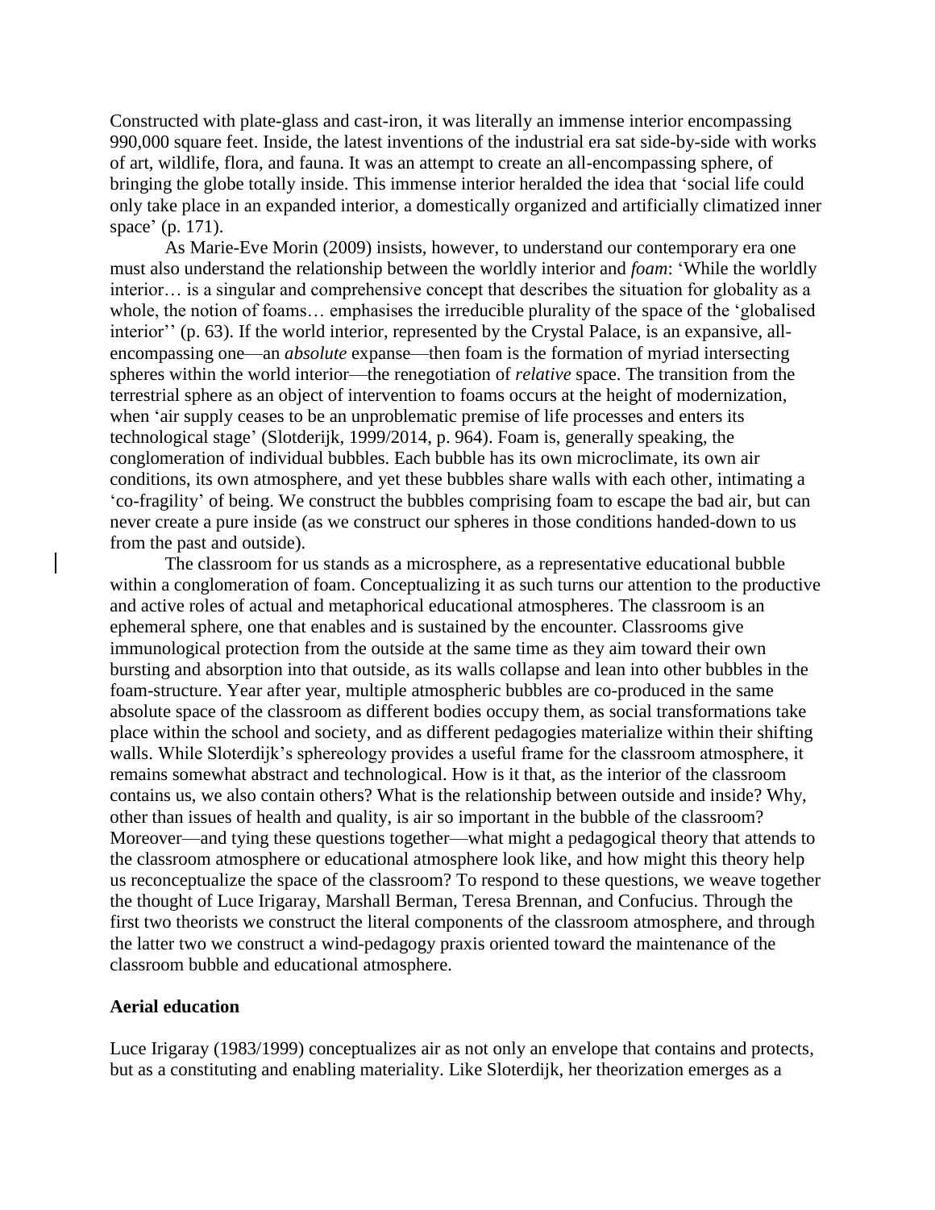Constructed with plate-glass and cast-iron, it was literally an immense interior encompassing 990,000 square feet. Inside, the latest inventions of the industrial era sat side-by-side with works of art, wildlife, flora, and fauna. It was an attempt to create an all-encompassing sphere, of bringing the globe totally inside. This immense interior heralded the idea that 'social life could only take place in an expanded interior, a domestically organized and artificially climatized inner space' (p. 171).

As Marie-Eve Morin (2009) insists, however, to understand our contemporary era one must also understand the relationship between the worldly interior and *foam*: 'While the worldly interior… is a singular and comprehensive concept that describes the situation for globality as a whole, the notion of foams… emphasises the irreducible plurality of the space of the 'globalised interior'' (p. 63). If the world interior, represented by the Crystal Palace, is an expansive, all-encompassing one—an *absolute* expanse—then foam is the formation of myriad intersecting spheres within the world interior—the renegotiation of *relative* space. The transition from the terrestrial sphere as an object of intervention to foams occurs at the height of modernization, when 'air supply ceases to be an unproblematic premise of life processes and enters its technological stage' (Slotderijk, 1999/2014, p. 964). Foam is, generally speaking, the conglomeration of individual bubbles. Each bubble has its own microclimate, its own air conditions, its own atmosphere, and yet these bubbles share walls with each other, intimating a 'co-fragility' of being. We construct the bubbles comprising foam to escape the bad air, but can never create a pure inside (as we construct our spheres in those conditions handed-down to us from the past and outside).

The classroom for us stands as a microsphere, as a representative educational bubble within a conglomeration of foam. Conceptualizing it as such turns our attention to the productive and active roles of actual and metaphorical educational atmospheres. The classroom is an ephemeral sphere, one that enables and is sustained by the encounter. Classrooms give immunological protection from the outside at the same time as they aim toward their own bursting and absorption into that outside, as its walls collapse and lean into other bubbles in the foam-structure. Year after year, multiple atmospheric bubbles are co-produced in the same absolute space of the classroom as different bodies occupy them, as social transformations take place within the school and society, and as different pedagogies materialize within their shifting walls. While Sloterdijk's sphereology provides a useful frame for the classroom atmosphere, it remains somewhat abstract and technological. How is it that, as the interior of the classroom contains us, we also contain others? What is the relationship between outside and inside? Why, other than issues of health and quality, is air so important in the bubble of the classroom? Moreover—and tying these questions together—what might a pedagogical theory that attends to the classroom atmosphere or educational atmosphere look like, and how might this theory help us reconceptualize the space of the classroom? To respond to these questions, we weave together the thought of Luce Irigaray, Marshall Berman, Teresa Brennan, and Confucius. Through the first two theorists we construct the literal components of the classroom atmosphere, and through the latter two we construct a wind-pedagogy praxis oriented toward the maintenance of the classroom bubble and educational atmosphere.

## Aerial education

Luce Irigaray (1983/1999) conceptualizes air as not only an envelope that contains and protects, but as a constituting and enabling materiality. Like Sloterdijk, her theorization emerges as a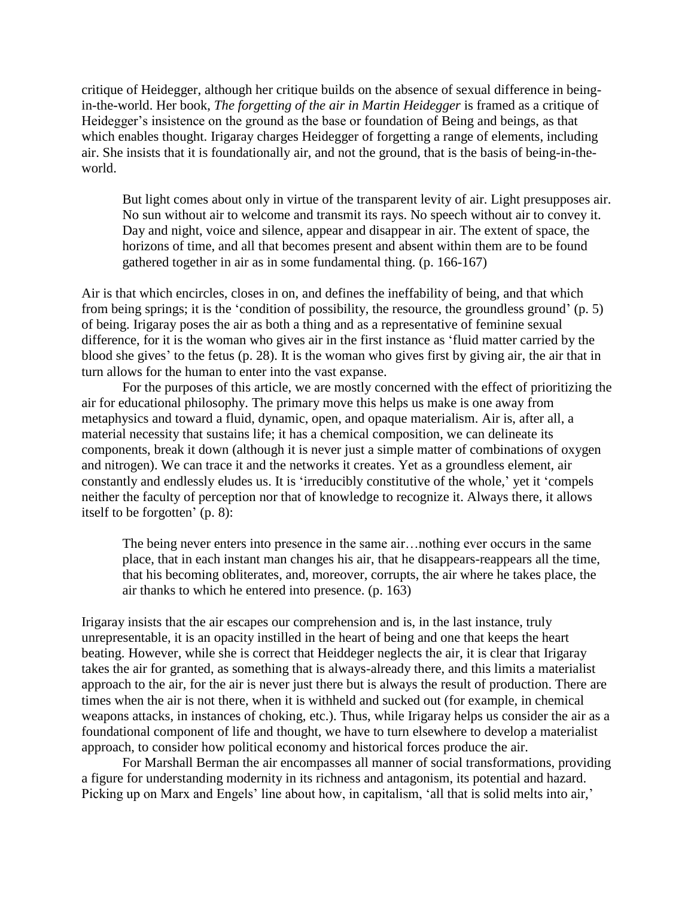critique of Heidegger, although her critique builds on the absence of sexual difference in being-in-the-world. Her book, *The forgetting of the air in Martin Heidegger* is framed as a critique of Heidegger's insistence on the ground as the base or foundation of Being and beings, as that which enables thought. Irigaray charges Heidegger of forgetting a range of elements, including air. She insists that it is foundationally air, and not the ground, that is the basis of being-in-the-world.

> But light comes about only in virtue of the transparent levity of air. Light presupposes air. No sun without air to welcome and transmit its rays. No speech without air to convey it. Day and night, voice and silence, appear and disappear in air. The extent of space, the horizons of time, and all that becomes present and absent within them are to be found gathered together in air as in some fundamental thing. (p. 166-167)

Air is that which encircles, closes in on, and defines the ineffability of being, and that which from being springs; it is the 'condition of possibility, the resource, the groundless ground' (p. 5) of being. Irigaray poses the air as both a thing and as a representative of feminine sexual difference, for it is the woman who gives air in the first instance as 'fluid matter carried by the blood she gives' to the fetus (p. 28). It is the woman who gives first by giving air, the air that in turn allows for the human to enter into the vast expanse.

For the purposes of this article, we are mostly concerned with the effect of prioritizing the air for educational philosophy. The primary move this helps us make is one away from metaphysics and toward a fluid, dynamic, open, and opaque materialism. Air is, after all, a material necessity that sustains life; it has a chemical composition, we can delineate its components, break it down (although it is never just a simple matter of combinations of oxygen and nitrogen). We can trace it and the networks it creates. Yet as a groundless element, air constantly and endlessly eludes us. It is 'irreducibly constitutive of the whole,' yet it 'compels neither the faculty of perception nor that of knowledge to recognize it. Always there, it allows itself to be forgotten' (p. 8):

> The being never enters into presence in the same air…nothing ever occurs in the same place, that in each instant man changes his air, that he disappears-reappears all the time, that his becoming obliterates, and, moreover, corrupts, the air where he takes place, the air thanks to which he entered into presence. (p. 163)

Irigaray insists that the air escapes our comprehension and is, in the last instance, truly unrepresentable, it is an opacity instilled in the heart of being and one that keeps the heart beating. However, while she is correct that Heiddeger neglects the air, it is clear that Irigaray takes the air for granted, as something that is always-already there, and this limits a materialist approach to the air, for the air is never just there but is always the result of production. There are times when the air is not there, when it is withheld and sucked out (for example, in chemical weapons attacks, in instances of choking, etc.). Thus, while Irigaray helps us consider the air as a foundational component of life and thought, we have to turn elsewhere to develop a materialist approach, to consider how political economy and historical forces produce the air.

For Marshall Berman the air encompasses all manner of social transformations, providing a figure for understanding modernity in its richness and antagonism, its potential and hazard. Picking up on Marx and Engels' line about how, in capitalism, 'all that is solid melts into air,'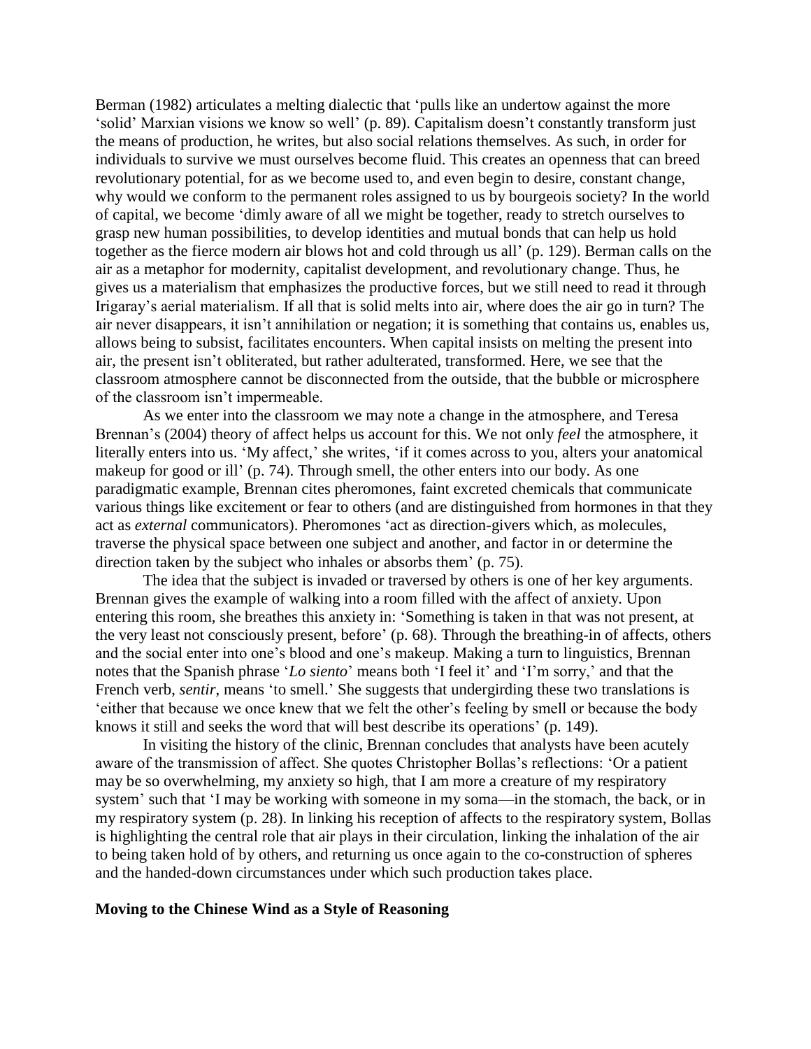Berman (1982) articulates a melting dialectic that 'pulls like an undertow against the more 'solid' Marxian visions we know so well' (p. 89). Capitalism doesn't constantly transform just the means of production, he writes, but also social relations themselves. As such, in order for individuals to survive we must ourselves become fluid. This creates an openness that can breed revolutionary potential, for as we become used to, and even begin to desire, constant change, why would we conform to the permanent roles assigned to us by bourgeois society? In the world of capital, we become 'dimly aware of all we might be together, ready to stretch ourselves to grasp new human possibilities, to develop identities and mutual bonds that can help us hold together as the fierce modern air blows hot and cold through us all' (p. 129). Berman calls on the air as a metaphor for modernity, capitalist development, and revolutionary change. Thus, he gives us a materialism that emphasizes the productive forces, but we still need to read it through Irigaray's aerial materialism. If all that is solid melts into air, where does the air go in turn? The air never disappears, it isn't annihilation or negation; it is something that contains us, enables us, allows being to subsist, facilitates encounters. When capital insists on melting the present into air, the present isn't obliterated, but rather adulterated, transformed. Here, we see that the classroom atmosphere cannot be disconnected from the outside, that the bubble or microsphere of the classroom isn't impermeable.

As we enter into the classroom we may note a change in the atmosphere, and Teresa Brennan's (2004) theory of affect helps us account for this. We not only *feel* the atmosphere, it literally enters into us. 'My affect,' she writes, 'if it comes across to you, alters your anatomical makeup for good or ill' (p. 74). Through smell, the other enters into our body. As one paradigmatic example, Brennan cites pheromones, faint excreted chemicals that communicate various things like excitement or fear to others (and are distinguished from hormones in that they act as *external* communicators). Pheromones 'act as direction-givers which, as molecules, traverse the physical space between one subject and another, and factor in or determine the direction taken by the subject who inhales or absorbs them' (p. 75).

The idea that the subject is invaded or traversed by others is one of her key arguments. Brennan gives the example of walking into a room filled with the affect of anxiety. Upon entering this room, she breathes this anxiety in: 'Something is taken in that was not present, at the very least not consciously present, before' (p. 68). Through the breathing-in of affects, others and the social enter into one's blood and one's makeup. Making a turn to linguistics, Brennan notes that the Spanish phrase '*Lo siento*' means both 'I feel it' and 'I'm sorry,' and that the French verb, *sentir,* means 'to smell.' She suggests that undergirding these two translations is 'either that because we once knew that we felt the other's feeling by smell or because the body knows it still and seeks the word that will best describe its operations' (p. 149).

In visiting the history of the clinic, Brennan concludes that analysts have been acutely aware of the transmission of affect. She quotes Christopher Bollas's reflections: 'Or a patient may be so overwhelming, my anxiety so high, that I am more a creature of my respiratory system' such that 'I may be working with someone in my soma—in the stomach, the back, or in my respiratory system (p. 28). In linking his reception of affects to the respiratory system, Bollas is highlighting the central role that air plays in their circulation, linking the inhalation of the air to being taken hold of by others, and returning us once again to the co-construction of spheres and the handed-down circumstances under which such production takes place.

## Moving to the Chinese Wind as a Style of Reasoning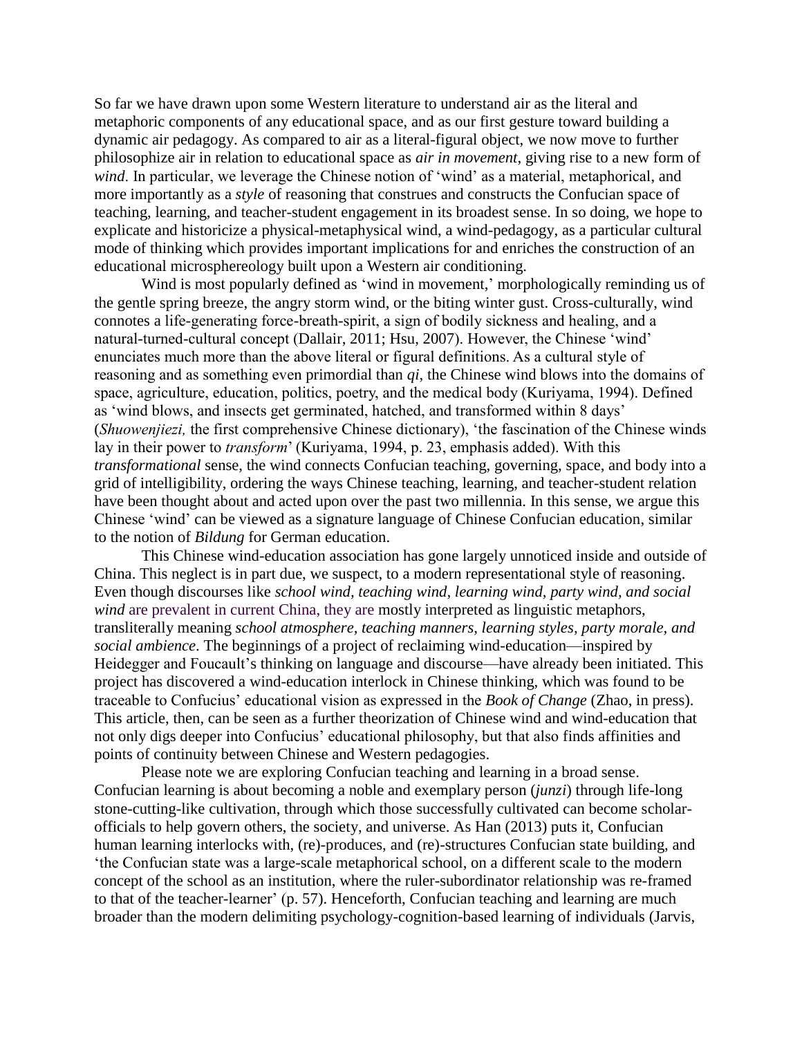So far we have drawn upon some Western literature to understand air as the literal and metaphoric components of any educational space, and as our first gesture toward building a dynamic air pedagogy. As compared to air as a literal-figural object, we now move to further philosophize air in relation to educational space as *air in movement*, giving rise to a new form of *wind*. In particular, we leverage the Chinese notion of 'wind' as a material, metaphorical, and more importantly as a *style* of reasoning that construes and constructs the Confucian space of teaching, learning, and teacher-student engagement in its broadest sense. In so doing, we hope to explicate and historicize a physical-metaphysical wind, a wind-pedagogy, as a particular cultural mode of thinking which provides important implications for and enriches the construction of an educational microsphereology built upon a Western air conditioning.

Wind is most popularly defined as 'wind in movement,' morphologically reminding us of the gentle spring breeze, the angry storm wind, or the biting winter gust. Cross-culturally, wind connotes a life-generating force-breath-spirit, a sign of bodily sickness and healing, and a natural-turned-cultural concept (Dallair, 2011; Hsu, 2007). However, the Chinese 'wind' enunciates much more than the above literal or figural definitions. As a cultural style of reasoning and as something even primordial than *qi*, the Chinese wind blows into the domains of space, agriculture, education, politics, poetry, and the medical body (Kuriyama, 1994). Defined as 'wind blows, and insects get germinated, hatched, and transformed within 8 days' (*Shuowenjiezi,* the first comprehensive Chinese dictionary), 'the fascination of the Chinese winds lay in their power to *transform*' (Kuriyama, 1994, p. 23, emphasis added). With this *transformational* sense, the wind connects Confucian teaching, governing, space, and body into a grid of intelligibility, ordering the ways Chinese teaching, learning, and teacher-student relation have been thought about and acted upon over the past two millennia. In this sense, we argue this Chinese 'wind' can be viewed as a signature language of Chinese Confucian education, similar to the notion of *Bildung* for German education.

This Chinese wind-education association has gone largely unnoticed inside and outside of China. This neglect is in part due, we suspect, to a modern representational style of reasoning. Even though discourses like *school wind, teaching wind, learning wind, party wind, and social wind* are prevalent in current China, they are mostly interpreted as linguistic metaphors, transliterally meaning *school atmosphere, teaching manners, learning styles, party morale, and social ambience*. The beginnings of a project of reclaiming wind-education—inspired by Heidegger and Foucault's thinking on language and discourse—have already been initiated. This project has discovered a wind-education interlock in Chinese thinking, which was found to be traceable to Confucius' educational vision as expressed in the *Book of Change* (Zhao, in press). This article, then, can be seen as a further theorization of Chinese wind and wind-education that not only digs deeper into Confucius' educational philosophy, but that also finds affinities and points of continuity between Chinese and Western pedagogies.

Please note we are exploring Confucian teaching and learning in a broad sense. Confucian learning is about becoming a noble and exemplary person (*junzi*) through life-long stone-cutting-like cultivation, through which those successfully cultivated can become scholar-officials to help govern others, the society, and universe. As Han (2013) puts it, Confucian human learning interlocks with, (re)-produces, and (re)-structures Confucian state building, and 'the Confucian state was a large-scale metaphorical school, on a different scale to the modern concept of the school as an institution, where the ruler-subordinator relationship was re-framed to that of the teacher-learner' (p. 57). Henceforth, Confucian teaching and learning are much broader than the modern delimiting psychology-cognition-based learning of individuals (Jarvis,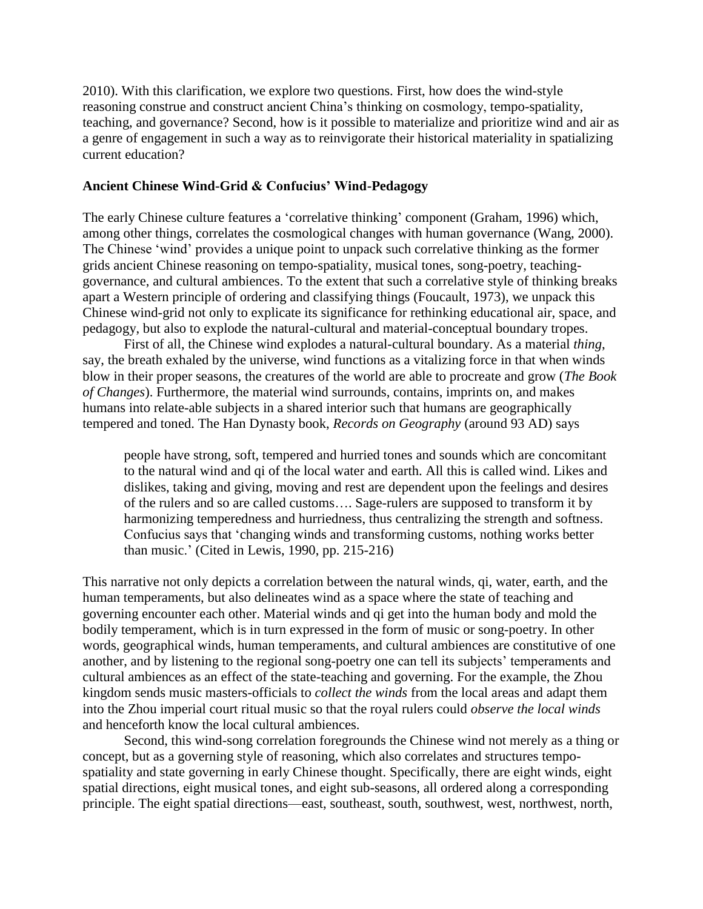2010). With this clarification, we explore two questions. First, how does the wind-style reasoning construe and construct ancient China's thinking on cosmology, tempo-spatiality, teaching, and governance? Second, how is it possible to materialize and prioritize wind and air as a genre of engagement in such a way as to reinvigorate their historical materiality in spatializing current education?

**Ancient Chinese Wind-Grid & Confucius' Wind-Pedagogy**

The early Chinese culture features a 'correlative thinking' component (Graham, 1996) which, among other things, correlates the cosmological changes with human governance (Wang, 2000). The Chinese 'wind' provides a unique point to unpack such correlative thinking as the former grids ancient Chinese reasoning on tempo-spatiality, musical tones, song-poetry, teaching-governance, and cultural ambiences. To the extent that such a correlative style of thinking breaks apart a Western principle of ordering and classifying things (Foucault, 1973), we unpack this Chinese wind-grid not only to explicate its significance for rethinking educational air, space, and pedagogy, but also to explode the natural-cultural and material-conceptual boundary tropes.

First of all, the Chinese wind explodes a natural-cultural boundary. As a material *thing*, say, the breath exhaled by the universe, wind functions as a vitalizing force in that when winds blow in their proper seasons, the creatures of the world are able to procreate and grow (*The Book of Changes*). Furthermore, the material wind surrounds, contains, imprints on, and makes humans into relate-able subjects in a shared interior such that humans are geographically tempered and toned. The Han Dynasty book, *Records on Geography* (around 93 AD) says

> people have strong, soft, tempered and hurried tones and sounds which are concomitant to the natural wind and qi of the local water and earth. All this is called wind. Likes and dislikes, taking and giving, moving and rest are dependent upon the feelings and desires of the rulers and so are called customs…. Sage-rulers are supposed to transform it by harmonizing temperedness and hurriedness, thus centralizing the strength and softness. Confucius says that 'changing winds and transforming customs, nothing works better than music.' (Cited in Lewis, 1990, pp. 215-216)

This narrative not only depicts a correlation between the natural winds, qi, water, earth, and the human temperaments, but also delineates wind as a space where the state of teaching and governing encounter each other. Material winds and qi get into the human body and mold the bodily temperament, which is in turn expressed in the form of music or song-poetry. In other words, geographical winds, human temperaments, and cultural ambiences are constitutive of one another, and by listening to the regional song-poetry one can tell its subjects' temperaments and cultural ambiences as an effect of the state-teaching and governing. For the example, the Zhou kingdom sends music masters-officials to *collect the winds* from the local areas and adapt them into the Zhou imperial court ritual music so that the royal rulers could *observe the local winds* and henceforth know the local cultural ambiences.

Second, this wind-song correlation foregrounds the Chinese wind not merely as a thing or concept, but as a governing style of reasoning, which also correlates and structures tempo-spatiality and state governing in early Chinese thought. Specifically, there are eight winds, eight spatial directions, eight musical tones, and eight sub-seasons, all ordered along a corresponding principle. The eight spatial directions—east, southeast, south, southwest, west, northwest, north,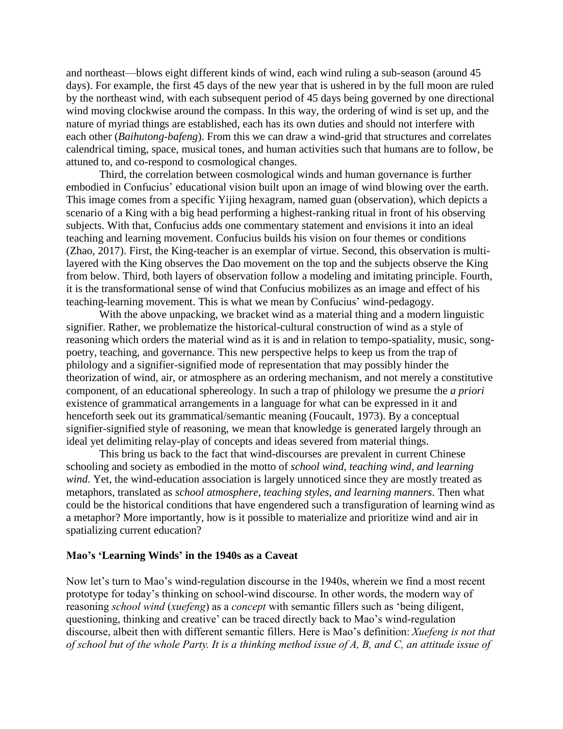and northeast—blows eight different kinds of wind, each wind ruling a sub-season (around 45 days). For example, the first 45 days of the new year that is ushered in by the full moon are ruled by the northeast wind, with each subsequent period of 45 days being governed by one directional wind moving clockwise around the compass. In this way, the ordering of wind is set up, and the nature of myriad things are established, each has its own duties and should not interfere with each other (*Baihutong-bafeng*). From this we can draw a wind-grid that structures and correlates calendrical timing, space, musical tones, and human activities such that humans are to follow, be attuned to, and co-respond to cosmological changes.

Third, the correlation between cosmological winds and human governance is further embodied in Confucius' educational vision built upon an image of wind blowing over the earth. This image comes from a specific Yijing hexagram, named guan (observation), which depicts a scenario of a King with a big head performing a highest-ranking ritual in front of his observing subjects. With that, Confucius adds one commentary statement and envisions it into an ideal teaching and learning movement. Confucius builds his vision on four themes or conditions (Zhao, 2017). First, the King-teacher is an exemplar of virtue. Second, this observation is multi-layered with the King observes the Dao movement on the top and the subjects observe the King from below. Third, both layers of observation follow a modeling and imitating principle. Fourth, it is the transformational sense of wind that Confucius mobilizes as an image and effect of his teaching-learning movement. This is what we mean by Confucius' wind-pedagogy.

With the above unpacking, we bracket wind as a material thing and a modern linguistic signifier. Rather, we problematize the historical-cultural construction of wind as a style of reasoning which orders the material wind as it is and in relation to tempo-spatiality, music, song-poetry, teaching, and governance. This new perspective helps to keep us from the trap of philology and a signifier-signified mode of representation that may possibly hinder the theorization of wind, air, or atmosphere as an ordering mechanism, and not merely a constitutive component, of an educational sphereology. In such a trap of philology we presume the *a priori* existence of grammatical arrangements in a language for what can be expressed in it and henceforth seek out its grammatical/semantic meaning (Foucault, 1973). By a conceptual signifier-signified style of reasoning, we mean that knowledge is generated largely through an ideal yet delimiting relay-play of concepts and ideas severed from material things.

This bring us back to the fact that wind-discourses are prevalent in current Chinese schooling and society as embodied in the motto of *school wind, teaching wind, and learning wind*. Yet, the wind-education association is largely unnoticed since they are mostly treated as metaphors, translated as *school atmosphere, teaching styles, and learning manners*. Then what could be the historical conditions that have engendered such a transfiguration of learning wind as a metaphor? More importantly, how is it possible to materialize and prioritize wind and air in spatializing current education?

## Mao's 'Learning Winds' in the 1940s as a Caveat

Now let's turn to Mao's wind-regulation discourse in the 1940s, wherein we find a most recent prototype for today's thinking on school-wind discourse. In other words, the modern way of reasoning *school wind* (*xuefeng*) as a *concept* with semantic fillers such as 'being diligent, questioning, thinking and creative' can be traced directly back to Mao's wind-regulation discourse, albeit then with different semantic fillers. Here is Mao's definition: *Xuefeng is not that of school but of the whole Party. It is a thinking method issue of A, B, and C, an attitude issue of*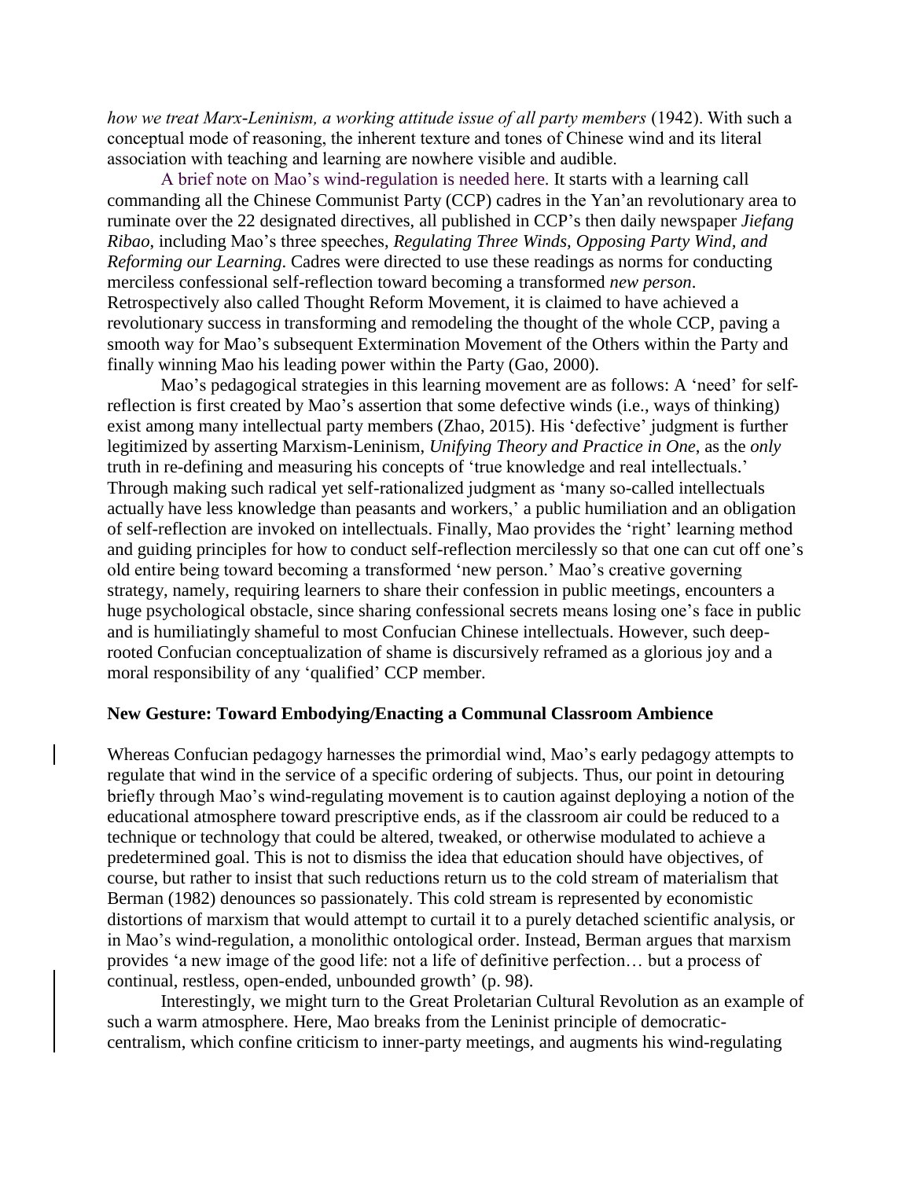*how we treat Marx-Leninism, a working attitude issue of all party members* (1942). With such a conceptual mode of reasoning, the inherent texture and tones of Chinese wind and its literal association with teaching and learning are nowhere visible and audible.

A brief note on Mao's wind-regulation is needed here. It starts with a learning call commanding all the Chinese Communist Party (CCP) cadres in the Yan'an revolutionary area to ruminate over the 22 designated directives, all published in CCP's then daily newspaper *Jiefang Ribao*, including Mao's three speeches, *Regulating Three Winds, Opposing Party Wind, and Reforming our Learning*. Cadres were directed to use these readings as norms for conducting merciless confessional self-reflection toward becoming a transformed *new person*. Retrospectively also called Thought Reform Movement, it is claimed to have achieved a revolutionary success in transforming and remodeling the thought of the whole CCP, paving a smooth way for Mao's subsequent Extermination Movement of the Others within the Party and finally winning Mao his leading power within the Party (Gao, 2000).

Mao's pedagogical strategies in this learning movement are as follows: A 'need' for self-reflection is first created by Mao's assertion that some defective winds (i.e., ways of thinking) exist among many intellectual party members (Zhao, 2015). His 'defective' judgment is further legitimized by asserting Marxism-Leninism, *Unifying Theory and Practice in One*, as the *only* truth in re-defining and measuring his concepts of 'true knowledge and real intellectuals.' Through making such radical yet self-rationalized judgment as 'many so-called intellectuals actually have less knowledge than peasants and workers,' a public humiliation and an obligation of self-reflection are invoked on intellectuals. Finally, Mao provides the 'right' learning method and guiding principles for how to conduct self-reflection mercilessly so that one can cut off one's old entire being toward becoming a transformed 'new person.' Mao's creative governing strategy, namely, requiring learners to share their confession in public meetings, encounters a huge psychological obstacle, since sharing confessional secrets means losing one's face in public and is humiliatingly shameful to most Confucian Chinese intellectuals. However, such deep-rooted Confucian conceptualization of shame is discursively reframed as a glorious joy and a moral responsibility of any 'qualified' CCP member.

## New Gesture: Toward Embodying/Enacting a Communal Classroom Ambience

Whereas Confucian pedagogy harnesses the primordial wind, Mao's early pedagogy attempts to regulate that wind in the service of a specific ordering of subjects. Thus, our point in detouring briefly through Mao's wind-regulating movement is to caution against deploying a notion of the educational atmosphere toward prescriptive ends, as if the classroom air could be reduced to a technique or technology that could be altered, tweaked, or otherwise modulated to achieve a predetermined goal. This is not to dismiss the idea that education should have objectives, of course, but rather to insist that such reductions return us to the cold stream of materialism that Berman (1982) denounces so passionately. This cold stream is represented by economistic distortions of marxism that would attempt to curtail it to a purely detached scientific analysis, or in Mao's wind-regulation, a monolithic ontological order. Instead, Berman argues that marxism provides 'a new image of the good life: not a life of definitive perfection… but a process of continual, restless, open-ended, unbounded growth' (p. 98).

Interestingly, we might turn to the Great Proletarian Cultural Revolution as an example of such a warm atmosphere. Here, Mao breaks from the Leninist principle of democratic-centralism, which confine criticism to inner-party meetings, and augments his wind-regulating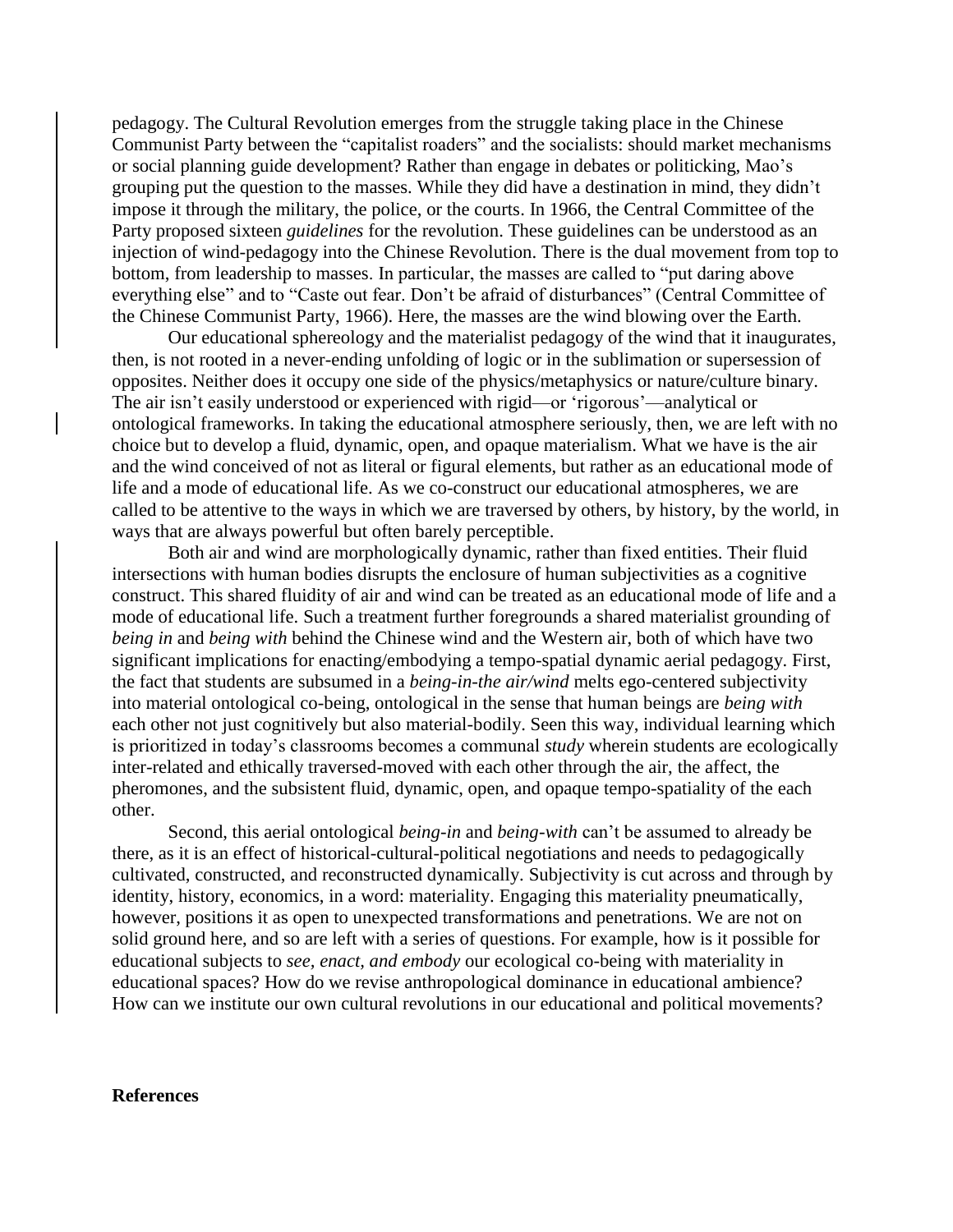pedagogy. The Cultural Revolution emerges from the struggle taking place in the Chinese Communist Party between the "capitalist roaders" and the socialists: should market mechanisms or social planning guide development? Rather than engage in debates or politicking, Mao's grouping put the question to the masses. While they did have a destination in mind, they didn't impose it through the military, the police, or the courts. In 1966, the Central Committee of the Party proposed sixteen *guidelines* for the revolution. These guidelines can be understood as an injection of wind-pedagogy into the Chinese Revolution. There is the dual movement from top to bottom, from leadership to masses. In particular, the masses are called to "put daring above everything else" and to "Caste out fear. Don't be afraid of disturbances" (Central Committee of the Chinese Communist Party, 1966). Here, the masses are the wind blowing over the Earth.

Our educational sphereology and the materialist pedagogy of the wind that it inaugurates, then, is not rooted in a never-ending unfolding of logic or in the sublimation or supersession of opposites. Neither does it occupy one side of the physics/metaphysics or nature/culture binary. The air isn't easily understood or experienced with rigid—or 'rigorous'—analytical or ontological frameworks. In taking the educational atmosphere seriously, then, we are left with no choice but to develop a fluid, dynamic, open, and opaque materialism. What we have is the air and the wind conceived of not as literal or figural elements, but rather as an educational mode of life and a mode of educational life. As we co-construct our educational atmospheres, we are called to be attentive to the ways in which we are traversed by others, by history, by the world, in ways that are always powerful but often barely perceptible.

Both air and wind are morphologically dynamic, rather than fixed entities. Their fluid intersections with human bodies disrupts the enclosure of human subjectivities as a cognitive construct. This shared fluidity of air and wind can be treated as an educational mode of life and a mode of educational life. Such a treatment further foregrounds a shared materialist grounding of *being in* and *being with* behind the Chinese wind and the Western air, both of which have two significant implications for enacting/embodying a tempo-spatial dynamic aerial pedagogy. First, the fact that students are subsumed in a *being-in-the air/wind* melts ego-centered subjectivity into material ontological co-being, ontological in the sense that human beings are *being with* each other not just cognitively but also material-bodily. Seen this way, individual learning which is prioritized in today's classrooms becomes a communal *study* wherein students are ecologically inter-related and ethically traversed-moved with each other through the air, the affect, the pheromones, and the subsistent fluid, dynamic, open, and opaque tempo-spatiality of the each other.

Second, this aerial ontological *being-in* and *being-with* can't be assumed to already be there, as it is an effect of historical-cultural-political negotiations and needs to pedagogically cultivated, constructed, and reconstructed dynamically. Subjectivity is cut across and through by identity, history, economics, in a word: materiality. Engaging this materiality pneumatically, however, positions it as open to unexpected transformations and penetrations. We are not on solid ground here, and so are left with a series of questions. For example, how is it possible for educational subjects to *see, enact, and embody* our ecological co-being with materiality in educational spaces? How do we revise anthropological dominance in educational ambience? How can we institute our own cultural revolutions in our educational and political movements?

**References**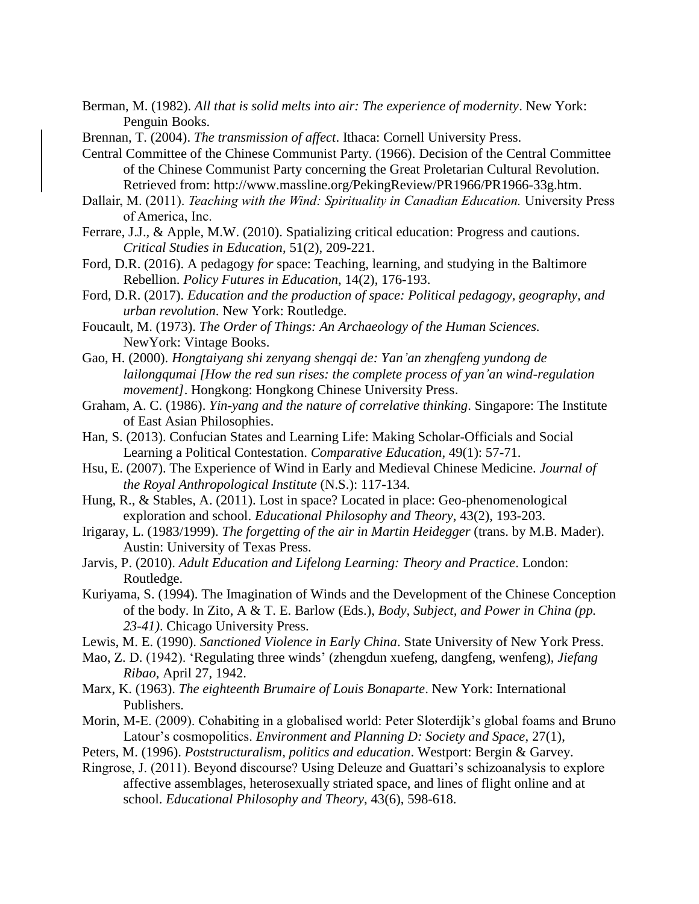Berman, M. (1982). *All that is solid melts into air: The experience of modernity*. New York: Penguin Books.

Brennan, T. (2004). *The transmission of affect*. Ithaca: Cornell University Press.

Central Committee of the Chinese Communist Party. (1966). Decision of the Central Committee of the Chinese Communist Party concerning the Great Proletarian Cultural Revolution. Retrieved from: http://www.massline.org/PekingReview/PR1966/PR1966-33g.htm.

Dallair, M. (2011). *Teaching with the Wind: Spirituality in Canadian Education.* University Press of America, Inc.

Ferrare, J.J., & Apple, M.W. (2010). Spatializing critical education: Progress and cautions. *Critical Studies in Education*, 51(2), 209-221.

Ford, D.R. (2016). A pedagogy *for* space: Teaching, learning, and studying in the Baltimore Rebellion. *Policy Futures in Education*, 14(2), 176-193.

Ford, D.R. (2017). *Education and the production of space: Political pedagogy, geography, and urban revolution*. New York: Routledge.

Foucault, M. (1973). *The Order of Things: An Archaeology of the Human Sciences.* NewYork: Vintage Books.

Gao, H. (2000). *Hongtaiyang shi zenyang shengqi de: Yan'an zhengfeng yundong de lailongqumai [How the red sun rises: the complete process of yan'an wind-regulation movement]*. Hongkong: Hongkong Chinese University Press.

Graham, A. C. (1986). *Yin-yang and the nature of correlative thinking*. Singapore: The Institute of East Asian Philosophies.

Han, S. (2013). Confucian States and Learning Life: Making Scholar-Officials and Social Learning a Political Contestation. *Comparative Education*, 49(1): 57-71.

Hsu, E. (2007). The Experience of Wind in Early and Medieval Chinese Medicine. *Journal of the Royal Anthropological Institute* (N.S.): 117-134.

Hung, R., & Stables, A. (2011). Lost in space? Located in place: Geo-phenomenological exploration and school. *Educational Philosophy and Theory*, 43(2), 193-203.

Irigaray, L. (1983/1999). *The forgetting of the air in Martin Heidegger* (trans. by M.B. Mader). Austin: University of Texas Press.

Jarvis, P. (2010). *Adult Education and Lifelong Learning: Theory and Practice*. London: Routledge.

Kuriyama, S. (1994). The Imagination of Winds and the Development of the Chinese Conception of the body. In Zito, A & T. E. Barlow (Eds.), *Body, Subject, and Power in China (pp. 23-41)*. Chicago University Press.

Lewis, M. E. (1990). *Sanctioned Violence in Early China*. State University of New York Press.

Mao, Z. D. (1942). 'Regulating three winds' (zhengdun xuefeng, dangfeng, wenfeng), *Jiefang Ribao*, April 27, 1942.

Marx, K. (1963). *The eighteenth Brumaire of Louis Bonaparte*. New York: International Publishers.

Morin, M-E. (2009). Cohabiting in a globalised world: Peter Sloterdijk's global foams and Bruno Latour's cosmopolitics. *Environment and Planning D: Society and Space*, 27(1),

Peters, M. (1996). *Poststructuralism, politics and education*. Westport: Bergin & Garvey.

Ringrose, J. (2011). Beyond discourse? Using Deleuze and Guattari's schizoanalysis to explore affective assemblages, heterosexually striated space, and lines of flight online and at school. *Educational Philosophy and Theory*, 43(6), 598-618.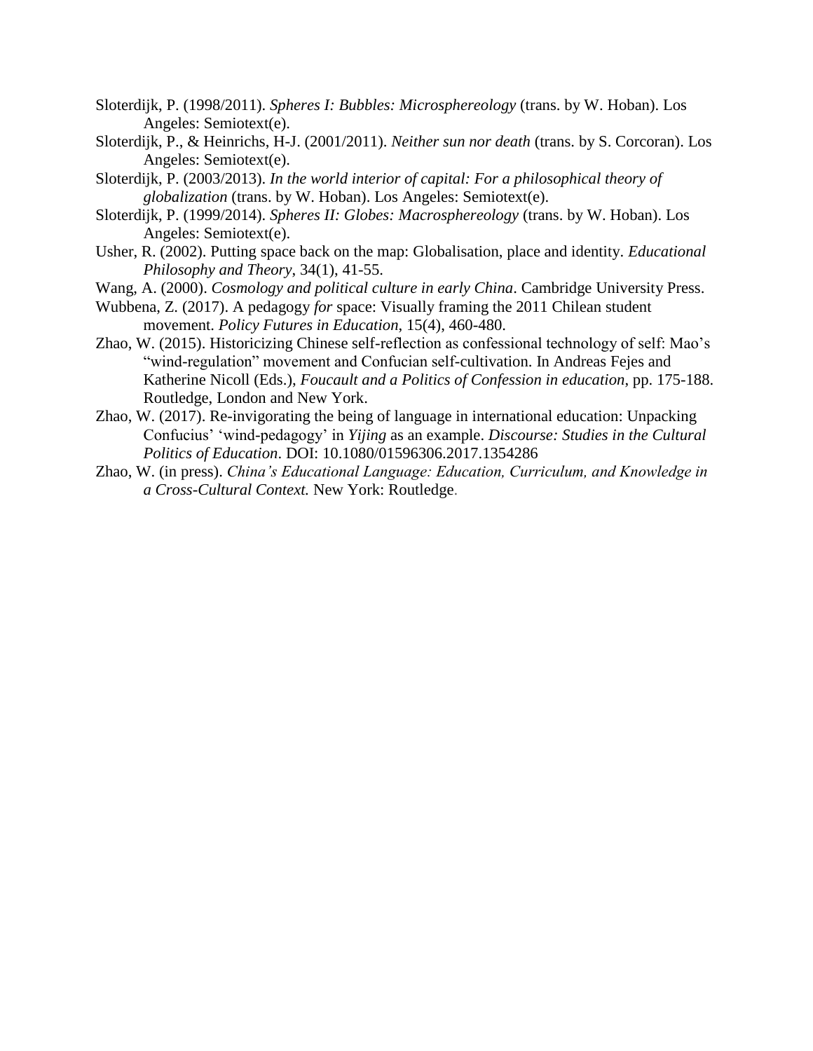Sloterdijk, P. (1998/2011). *Spheres I: Bubbles: Microsphereology* (trans. by W. Hoban). Los Angeles: Semiotext(e).

Sloterdijk, P., & Heinrichs, H-J. (2001/2011). *Neither sun nor death* (trans. by S. Corcoran). Los Angeles: Semiotext(e).

Sloterdijk, P. (2003/2013). *In the world interior of capital: For a philosophical theory of globalization* (trans. by W. Hoban). Los Angeles: Semiotext(e).

Sloterdijk, P. (1999/2014). *Spheres II: Globes: Macrosphereology* (trans. by W. Hoban). Los Angeles: Semiotext(e).

Usher, R. (2002). Putting space back on the map: Globalisation, place and identity. *Educational Philosophy and Theory*, 34(1), 41-55.

Wang, A. (2000). *Cosmology and political culture in early China*. Cambridge University Press.

Wubbena, Z. (2017). A pedagogy *for* space: Visually framing the 2011 Chilean student movement. *Policy Futures in Education*, 15(4), 460-480.

Zhao, W. (2015). Historicizing Chinese self-reflection as confessional technology of self: Mao's "wind-regulation" movement and Confucian self-cultivation. In Andreas Fejes and Katherine Nicoll (Eds.), *Foucault and a Politics of Confession in education*, pp. 175-188. Routledge, London and New York.

Zhao, W. (2017). Re-invigorating the being of language in international education: Unpacking Confucius' 'wind-pedagogy' in *Yijing* as an example. *Discourse: Studies in the Cultural Politics of Education*. DOI: 10.1080/01596306.2017.1354286

Zhao, W. (in press). *China's Educational Language: Education, Curriculum, and Knowledge in a Cross-Cultural Context.* New York: Routledge.